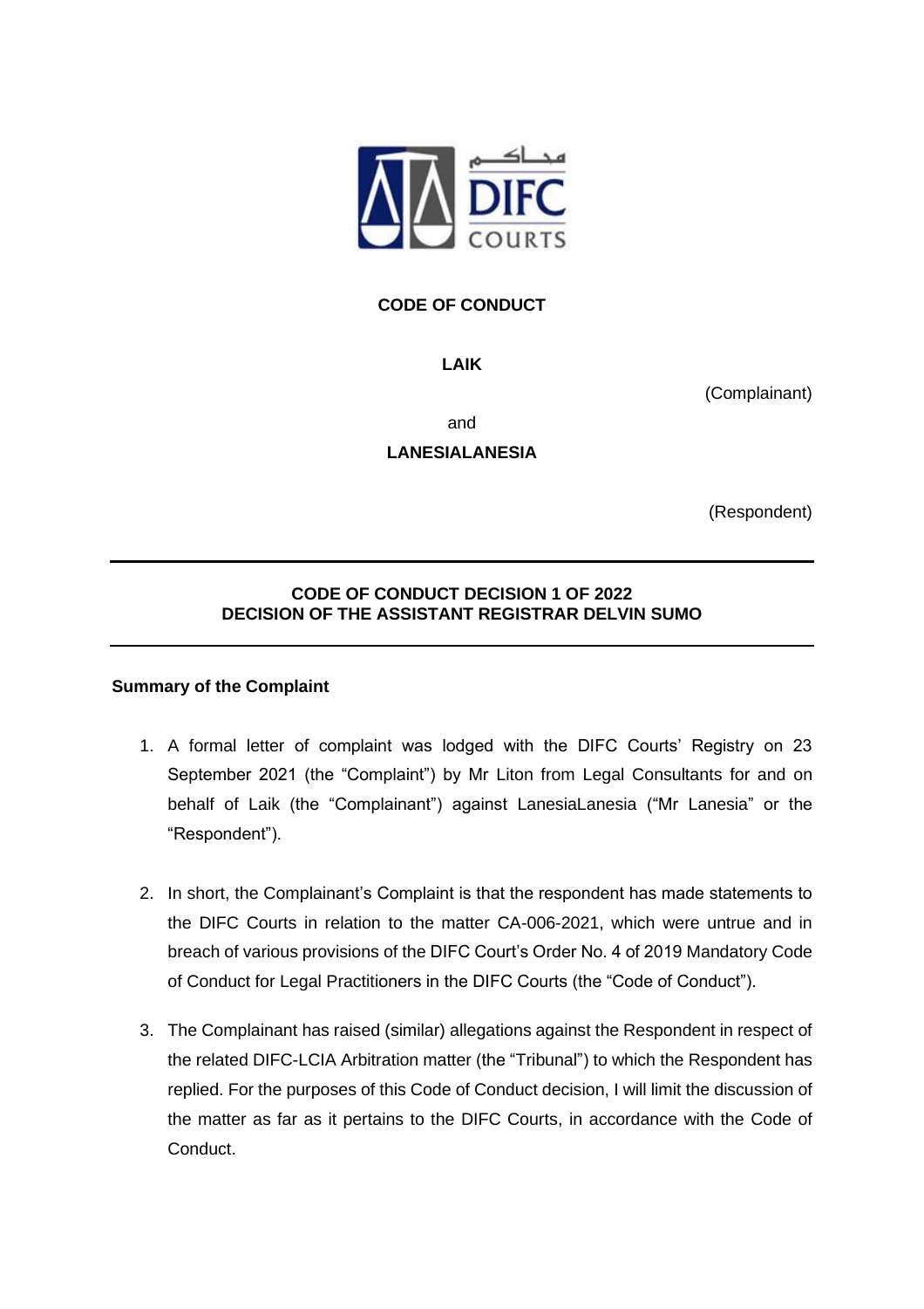**CODE OF CONDUCT**

**LAIK**

(Complainant)

and

**LANESIALANESIA**

(Respondent)

---

**CODE OF CONDUCT DECISION 1 OF 2022**
**DECISION OF THE ASSISTANT REGISTRAR DELVIN SUMO**

---

**Summary of the Complaint**

1. A formal letter of complaint was lodged with the DIFC Courts' Registry on 23 September 2021 (the "Complaint") by Mr Liton from Legal Consultants for and on behalf of Laik (the "Complainant") against LanesiaLanesia ("Mr Lanesia" or the "Respondent").

2. In short, the Complainant's Complaint is that the respondent has made statements to the DIFC Courts in relation to the matter CA-006-2021, which were untrue and in breach of various provisions of the DIFC Court's Order No. 4 of 2019 Mandatory Code of Conduct for Legal Practitioners in the DIFC Courts (the "Code of Conduct").

3. The Complainant has raised (similar) allegations against the Respondent in respect of the related DIFC-LCIA Arbitration matter (the "Tribunal") to which the Respondent has replied. For the purposes of this Code of Conduct decision, I will limit the discussion of the matter as far as it pertains to the DIFC Courts, in accordance with the Code of Conduct.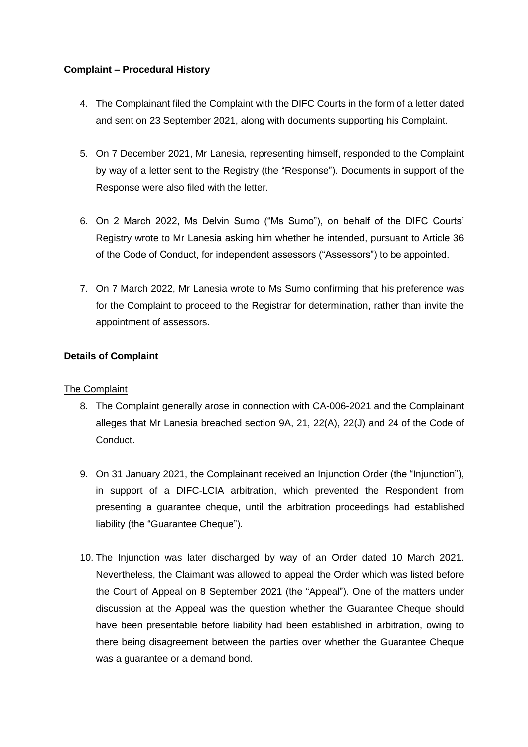**Complaint – Procedural History**

4. The Complainant filed the Complaint with the DIFC Courts in the form of a letter dated and sent on 23 September 2021, along with documents supporting his Complaint.

5. On 7 December 2021, Mr Lanesia, representing himself, responded to the Complaint by way of a letter sent to the Registry (the "Response"). Documents in support of the Response were also filed with the letter.

6. On 2 March 2022, Ms Delvin Sumo ("Ms Sumo"), on behalf of the DIFC Courts' Registry wrote to Mr Lanesia asking him whether he intended, pursuant to Article 36 of the Code of Conduct, for independent assessors ("Assessors") to be appointed.

7. On 7 March 2022, Mr Lanesia wrote to Ms Sumo confirming that his preference was for the Complaint to proceed to the Registrar for determination, rather than invite the appointment of assessors.

**Details of Complaint**

<u>The Complaint</u>

8. The Complaint generally arose in connection with CA-006-2021 and the Complainant alleges that Mr Lanesia breached section 9A, 21, 22(A), 22(J) and 24 of the Code of Conduct.

9. On 31 January 2021, the Complainant received an Injunction Order (the "Injunction"), in support of a DIFC-LCIA arbitration, which prevented the Respondent from presenting a guarantee cheque, until the arbitration proceedings had established liability (the "Guarantee Cheque").

10. The Injunction was later discharged by way of an Order dated 10 March 2021. Nevertheless, the Claimant was allowed to appeal the Order which was listed before the Court of Appeal on 8 September 2021 (the "Appeal"). One of the matters under discussion at the Appeal was the question whether the Guarantee Cheque should have been presentable before liability had been established in arbitration, owing to there being disagreement between the parties over whether the Guarantee Cheque was a guarantee or a demand bond.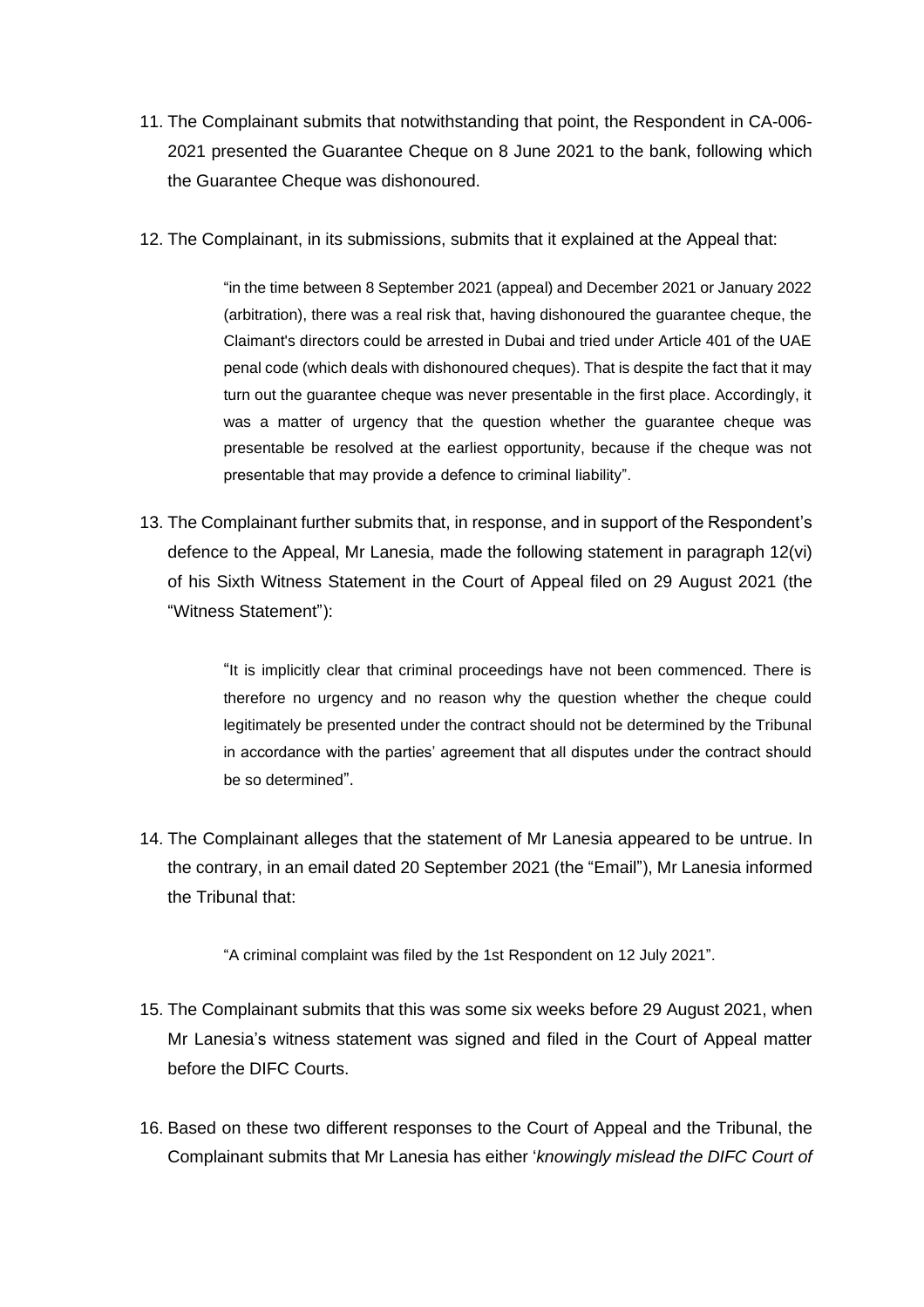11. The Complainant submits that notwithstanding that point, the Respondent in CA-006-2021 presented the Guarantee Cheque on 8 June 2021 to the bank, following which the Guarantee Cheque was dishonoured.

12. The Complainant, in its submissions, submits that it explained at the Appeal that:

    > "in the time between 8 September 2021 (appeal) and December 2021 or January 2022 (arbitration), there was a real risk that, having dishonoured the guarantee cheque, the Claimant's directors could be arrested in Dubai and tried under Article 401 of the UAE penal code (which deals with dishonoured cheques). That is despite the fact that it may turn out the guarantee cheque was never presentable in the first place. Accordingly, it was a matter of urgency that the question whether the guarantee cheque was presentable be resolved at the earliest opportunity, because if the cheque was not presentable that may provide a defence to criminal liability".

13. The Complainant further submits that, in response, and in support of the Respondent's defence to the Appeal, Mr Lanesia, made the following statement in paragraph 12(vi) of his Sixth Witness Statement in the Court of Appeal filed on 29 August 2021 (the "Witness Statement"):

    > "It is implicitly clear that criminal proceedings have not been commenced. There is therefore no urgency and no reason why the question whether the cheque could legitimately be presented under the contract should not be determined by the Tribunal in accordance with the parties' agreement that all disputes under the contract should be so determined".

14. The Complainant alleges that the statement of Mr Lanesia appeared to be untrue. In the contrary, in an email dated 20 September 2021 (the "Email"), Mr Lanesia informed the Tribunal that:

    > "A criminal complaint was filed by the 1st Respondent on 12 July 2021".

15. The Complainant submits that this was some six weeks before 29 August 2021, when Mr Lanesia's witness statement was signed and filed in the Court of Appeal matter before the DIFC Courts.

16. Based on these two different responses to the Court of Appeal and the Tribunal, the Complainant submits that Mr Lanesia has either '*knowingly mislead the DIFC Court of*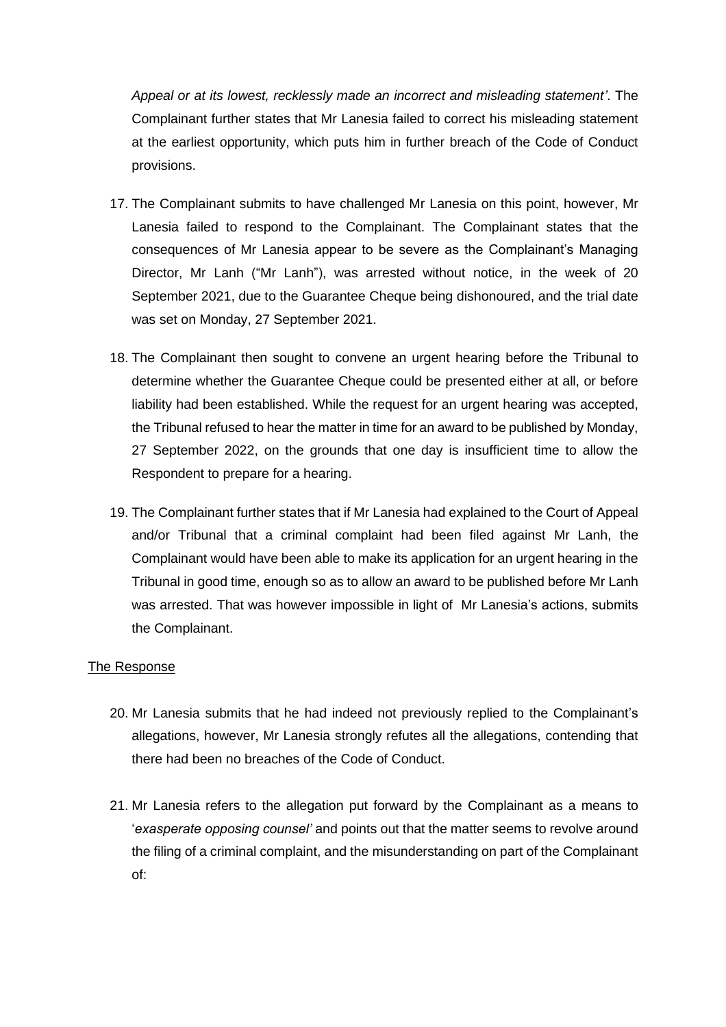*Appeal or at its lowest, recklessly made an incorrect and misleading statement'*. The Complainant further states that Mr Lanesia failed to correct his misleading statement at the earliest opportunity, which puts him in further breach of the Code of Conduct provisions.

17. The Complainant submits to have challenged Mr Lanesia on this point, however, Mr Lanesia failed to respond to the Complainant. The Complainant states that the consequences of Mr Lanesia appear to be severe as the Complainant's Managing Director, Mr Lanh ("Mr Lanh"), was arrested without notice, in the week of 20 September 2021, due to the Guarantee Cheque being dishonoured, and the trial date was set on Monday, 27 September 2021.

18. The Complainant then sought to convene an urgent hearing before the Tribunal to determine whether the Guarantee Cheque could be presented either at all, or before liability had been established. While the request for an urgent hearing was accepted, the Tribunal refused to hear the matter in time for an award to be published by Monday, 27 September 2022, on the grounds that one day is insufficient time to allow the Respondent to prepare for a hearing.

19. The Complainant further states that if Mr Lanesia had explained to the Court of Appeal and/or Tribunal that a criminal complaint had been filed against Mr Lanh, the Complainant would have been able to make its application for an urgent hearing in the Tribunal in good time, enough so as to allow an award to be published before Mr Lanh was arrested. That was however impossible in light of Mr Lanesia's actions, submits the Complainant.

<u>The Response</u>

20. Mr Lanesia submits that he had indeed not previously replied to the Complainant's allegations, however, Mr Lanesia strongly refutes all the allegations, contending that there had been no breaches of the Code of Conduct.

21. Mr Lanesia refers to the allegation put forward by the Complainant as a means to '*exasperate opposing counsel'* and points out that the matter seems to revolve around the filing of a criminal complaint, and the misunderstanding on part of the Complainant of: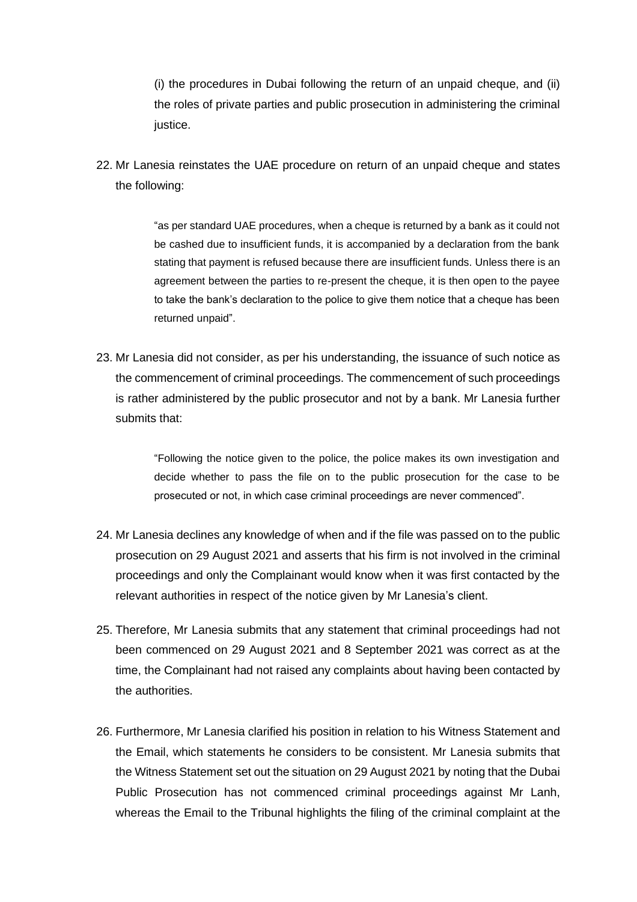(i) the procedures in Dubai following the return of an unpaid cheque, and (ii) the roles of private parties and public prosecution in administering the criminal justice.

22. Mr Lanesia reinstates the UAE procedure on return of an unpaid cheque and states the following:

> "as per standard UAE procedures, when a cheque is returned by a bank as it could not be cashed due to insufficient funds, it is accompanied by a declaration from the bank stating that payment is refused because there are insufficient funds. Unless there is an agreement between the parties to re-present the cheque, it is then open to the payee to take the bank's declaration to the police to give them notice that a cheque has been returned unpaid".

23. Mr Lanesia did not consider, as per his understanding, the issuance of such notice as the commencement of criminal proceedings. The commencement of such proceedings is rather administered by the public prosecutor and not by a bank. Mr Lanesia further submits that:

> "Following the notice given to the police, the police makes its own investigation and decide whether to pass the file on to the public prosecution for the case to be prosecuted or not, in which case criminal proceedings are never commenced".

24. Mr Lanesia declines any knowledge of when and if the file was passed on to the public prosecution on 29 August 2021 and asserts that his firm is not involved in the criminal proceedings and only the Complainant would know when it was first contacted by the relevant authorities in respect of the notice given by Mr Lanesia's client.

25. Therefore, Mr Lanesia submits that any statement that criminal proceedings had not been commenced on 29 August 2021 and 8 September 2021 was correct as at the time, the Complainant had not raised any complaints about having been contacted by the authorities.

26. Furthermore, Mr Lanesia clarified his position in relation to his Witness Statement and the Email, which statements he considers to be consistent. Mr Lanesia submits that the Witness Statement set out the situation on 29 August 2021 by noting that the Dubai Public Prosecution has not commenced criminal proceedings against Mr Lanh, whereas the Email to the Tribunal highlights the filing of the criminal complaint at the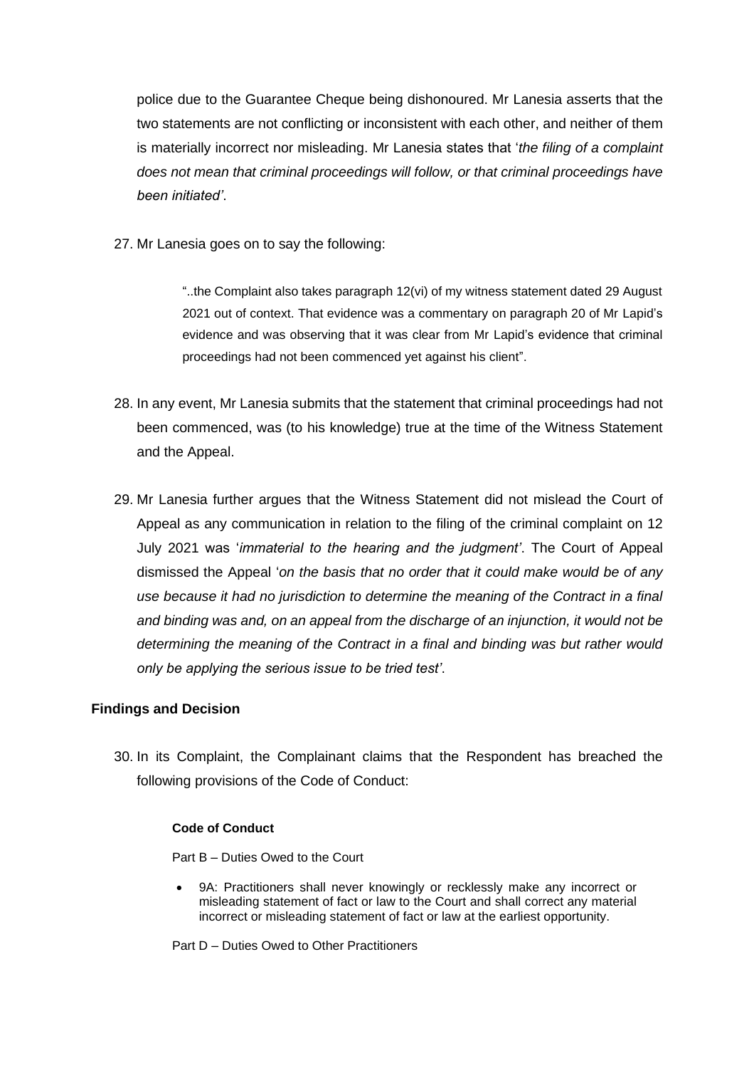police due to the Guarantee Cheque being dishonoured. Mr Lanesia asserts that the two statements are not conflicting or inconsistent with each other, and neither of them is materially incorrect nor misleading. Mr Lanesia states that '*the filing of a complaint does not mean that criminal proceedings will follow, or that criminal proceedings have been initiated'*.

27. Mr Lanesia goes on to say the following:

> "..the Complaint also takes paragraph 12(vi) of my witness statement dated 29 August 2021 out of context. That evidence was a commentary on paragraph 20 of Mr Lapid's evidence and was observing that it was clear from Mr Lapid's evidence that criminal proceedings had not been commenced yet against his client".

28. In any event, Mr Lanesia submits that the statement that criminal proceedings had not been commenced, was (to his knowledge) true at the time of the Witness Statement and the Appeal.

29. Mr Lanesia further argues that the Witness Statement did not mislead the Court of Appeal as any communication in relation to the filing of the criminal complaint on 12 July 2021 was '*immaterial to the hearing and the judgment'*. The Court of Appeal dismissed the Appeal '*on the basis that no order that it could make would be of any use because it had no jurisdiction to determine the meaning of the Contract in a final and binding was and, on an appeal from the discharge of an injunction, it would not be determining the meaning of the Contract in a final and binding was but rather would only be applying the serious issue to be tried test'*.

## Findings and Decision

30. In its Complaint, the Complainant claims that the Respondent has breached the following provisions of the Code of Conduct:

> **Code of Conduct**
>
> Part B – Duties Owed to the Court
>
> - 9A: Practitioners shall never knowingly or recklessly make any incorrect or misleading statement of fact or law to the Court and shall correct any material incorrect or misleading statement of fact or law at the earliest opportunity.
>
> Part D – Duties Owed to Other Practitioners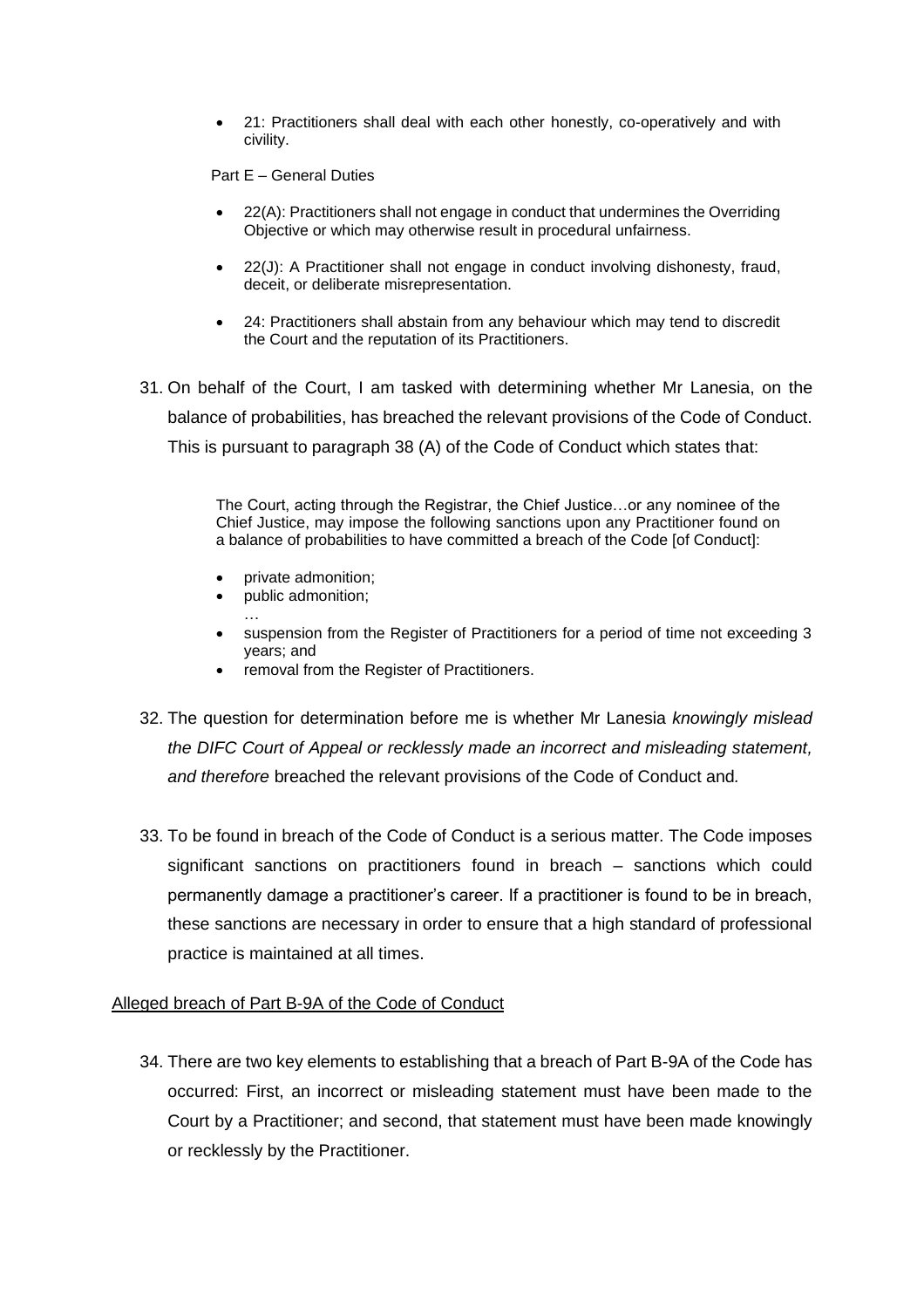- 21: Practitioners shall deal with each other honestly, co-operatively and with civility.

Part E – General Duties

- 22(A): Practitioners shall not engage in conduct that undermines the Overriding Objective or which may otherwise result in procedural unfairness.
- 22(J): A Practitioner shall not engage in conduct involving dishonesty, fraud, deceit, or deliberate misrepresentation.
- 24: Practitioners shall abstain from any behaviour which may tend to discredit the Court and the reputation of its Practitioners.

31. On behalf of the Court, I am tasked with determining whether Mr Lanesia, on the balance of probabilities, has breached the relevant provisions of the Code of Conduct. This is pursuant to paragraph 38 (A) of the Code of Conduct which states that:

> The Court, acting through the Registrar, the Chief Justice…or any nominee of the Chief Justice, may impose the following sanctions upon any Practitioner found on a balance of probabilities to have committed a breach of the Code [of Conduct]:
>
> - private admonition;
> - public admonition;
>
> …
>
> - suspension from the Register of Practitioners for a period of time not exceeding 3 years; and
> - removal from the Register of Practitioners.

32. The question for determination before me is whether Mr Lanesia *knowingly mislead the DIFC Court of Appeal or recklessly made an incorrect and misleading statement, and therefore* breached the relevant provisions of the Code of Conduct and*.*

33. To be found in breach of the Code of Conduct is a serious matter. The Code imposes significant sanctions on practitioners found in breach – sanctions which could permanently damage a practitioner's career. If a practitioner is found to be in breach, these sanctions are necessary in order to ensure that a high standard of professional practice is maintained at all times.

Alleged breach of Part B-9A of the Code of Conduct

34. There are two key elements to establishing that a breach of Part B-9A of the Code has occurred: First, an incorrect or misleading statement must have been made to the Court by a Practitioner; and second, that statement must have been made knowingly or recklessly by the Practitioner.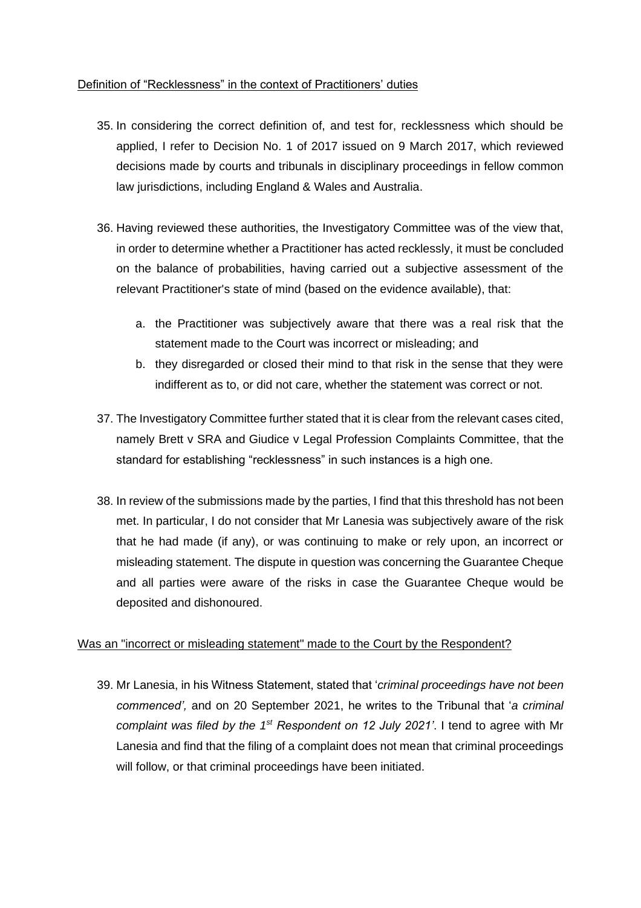Definition of "Recklessness" in the context of Practitioners' duties

35. In considering the correct definition of, and test for, recklessness which should be applied, I refer to Decision No. 1 of 2017 issued on 9 March 2017, which reviewed decisions made by courts and tribunals in disciplinary proceedings in fellow common law jurisdictions, including England & Wales and Australia.

36. Having reviewed these authorities, the Investigatory Committee was of the view that, in order to determine whether a Practitioner has acted recklessly, it must be concluded on the balance of probabilities, having carried out a subjective assessment of the relevant Practitioner's state of mind (based on the evidence available), that:

    a. the Practitioner was subjectively aware that there was a real risk that the statement made to the Court was incorrect or misleading; and
    b. they disregarded or closed their mind to that risk in the sense that they were indifferent as to, or did not care, whether the statement was correct or not.

37. The Investigatory Committee further stated that it is clear from the relevant cases cited, namely Brett v SRA and Giudice v Legal Profession Complaints Committee, that the standard for establishing "recklessness" in such instances is a high one.

38. In review of the submissions made by the parties, I find that this threshold has not been met. In particular, I do not consider that Mr Lanesia was subjectively aware of the risk that he had made (if any), or was continuing to make or rely upon, an incorrect or misleading statement. The dispute in question was concerning the Guarantee Cheque and all parties were aware of the risks in case the Guarantee Cheque would be deposited and dishonoured.

Was an "incorrect or misleading statement" made to the Court by the Respondent?

39. Mr Lanesia, in his Witness Statement, stated that '*criminal proceedings have not been commenced',* and on 20 September 2021, he writes to the Tribunal that '*a criminal complaint was filed by the 1st Respondent on 12 July 2021'*. I tend to agree with Mr Lanesia and find that the filing of a complaint does not mean that criminal proceedings will follow, or that criminal proceedings have been initiated.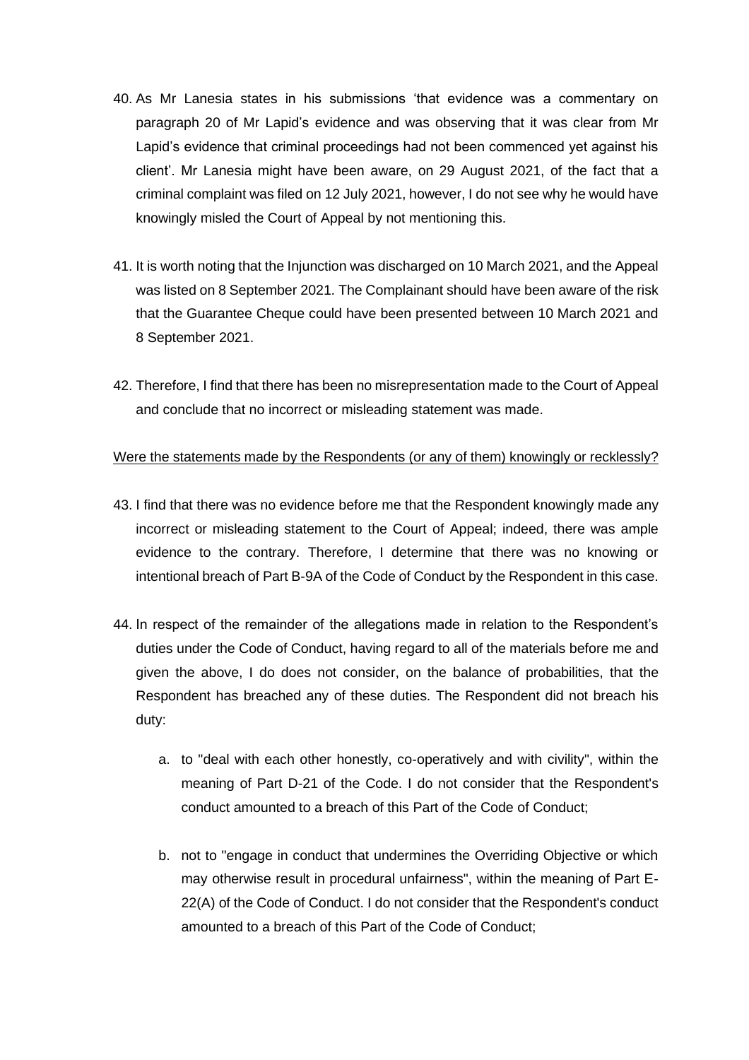40. As Mr Lanesia states in his submissions 'that evidence was a commentary on paragraph 20 of Mr Lapid's evidence and was observing that it was clear from Mr Lapid's evidence that criminal proceedings had not been commenced yet against his client'. Mr Lanesia might have been aware, on 29 August 2021, of the fact that a criminal complaint was filed on 12 July 2021, however, I do not see why he would have knowingly misled the Court of Appeal by not mentioning this.

41. It is worth noting that the Injunction was discharged on 10 March 2021, and the Appeal was listed on 8 September 2021. The Complainant should have been aware of the risk that the Guarantee Cheque could have been presented between 10 March 2021 and 8 September 2021.

42. Therefore, I find that there has been no misrepresentation made to the Court of Appeal and conclude that no incorrect or misleading statement was made.

<u>Were the statements made by the Respondents (or any of them) knowingly or recklessly?</u>

43. I find that there was no evidence before me that the Respondent knowingly made any incorrect or misleading statement to the Court of Appeal; indeed, there was ample evidence to the contrary. Therefore, I determine that there was no knowing or intentional breach of Part B-9A of the Code of Conduct by the Respondent in this case.

44. In respect of the remainder of the allegations made in relation to the Respondent's duties under the Code of Conduct, having regard to all of the materials before me and given the above, I do does not consider, on the balance of probabilities, that the Respondent has breached any of these duties. The Respondent did not breach his duty:

    a. to "deal with each other honestly, co-operatively and with civility", within the meaning of Part D-21 of the Code. I do not consider that the Respondent's conduct amounted to a breach of this Part of the Code of Conduct;

    b. not to "engage in conduct that undermines the Overriding Objective or which may otherwise result in procedural unfairness", within the meaning of Part E-22(A) of the Code of Conduct. I do not consider that the Respondent's conduct amounted to a breach of this Part of the Code of Conduct;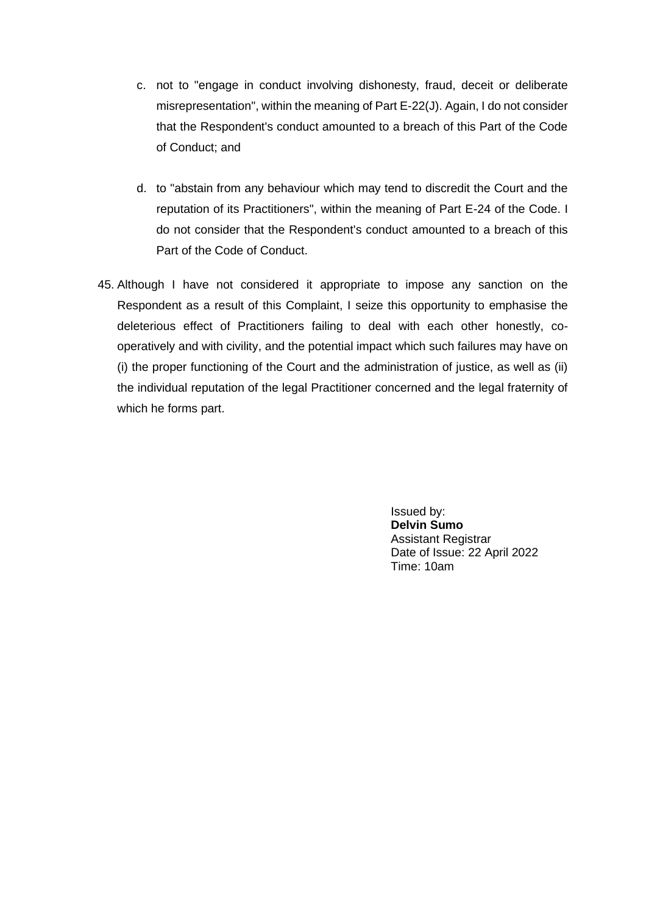c. not to "engage in conduct involving dishonesty, fraud, deceit or deliberate misrepresentation", within the meaning of Part E-22(J). Again, I do not consider that the Respondent's conduct amounted to a breach of this Part of the Code of Conduct; and

d. to "abstain from any behaviour which may tend to discredit the Court and the reputation of its Practitioners", within the meaning of Part E-24 of the Code. I do not consider that the Respondent's conduct amounted to a breach of this Part of the Code of Conduct.

45. Although I have not considered it appropriate to impose any sanction on the Respondent as a result of this Complaint, I seize this opportunity to emphasise the deleterious effect of Practitioners failing to deal with each other honestly, co-operatively and with civility, and the potential impact which such failures may have on (i) the proper functioning of the Court and the administration of justice, as well as (ii) the individual reputation of the legal Practitioner concerned and the legal fraternity of which he forms part.

Issued by:
**Delvin Sumo**
Assistant Registrar
Date of Issue: 22 April 2022
Time: 10am